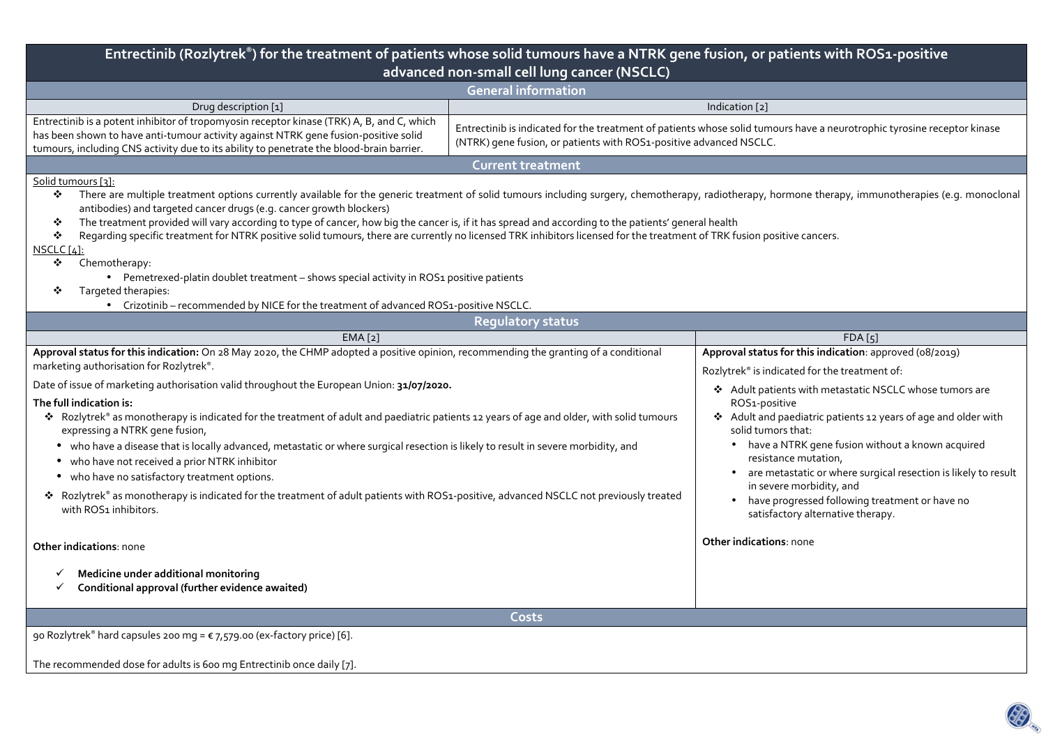# Entrectinib (Rozlytrek®) for the treatment of patients whose solid tumours have a NTRK gene fusion, or patients with ROS1-positive advanced non-small cell lung cancer (NSCLC)

## General information

| Drug description [1] | Indication [2] |
|---|---|
| Entrectinib is a potent inhibitor of tropomyosin receptor kinase (TRK) A, B, and C, which has been shown to have anti-tumour activity against NTRK gene fusion-positive solid tumours, including CNS activity due to its ability to penetrate the blood-brain barrier. | Entrectinib is indicated for the treatment of patients whose solid tumours have a neurotrophic tyrosine receptor kinase (NTRK) gene fusion, or patients with ROS1-positive advanced NSCLC. |

## Current treatment

Solid tumours [3]:

- There are multiple treatment options currently available for the generic treatment of solid tumours including surgery, chemotherapy, radiotherapy, hormone therapy, immunotherapies (e.g. monoclonal antibodies) and targeted cancer drugs (e.g. cancer growth blockers)
- The treatment provided will vary according to type of cancer, how big the cancer is, if it has spread and according to the patients' general health
- Regarding specific treatment for NTRK positive solid tumours, there are currently no licensed TRK inhibitors licensed for the treatment of TRK fusion positive cancers.

NSCLC [4]:

- Chemotherapy:
  - Pemetrexed-platin doublet treatment – shows special activity in ROS1 positive patients
- Targeted therapies:
  - Crizotinib – recommended by NICE for the treatment of advanced ROS1-positive NSCLC.

## Regulatory status

| EMA [2] | FDA [5] |
|---|---|
| **Approval status for this indication:** On 28 May 2020, the CHMP adopted a positive opinion, recommending the granting of a conditional marketing authorisation for Rozlytrek®.<br><br>Date of issue of marketing authorisation valid throughout the European Union: **31/07/2020.**<br><br>**The full indication is:**<br>❖ Rozlytrek® as monotherapy is indicated for the treatment of adult and paediatric patients 12 years of age and older, with solid tumours expressing a NTRK gene fusion,<br>• who have a disease that is locally advanced, metastatic or where surgical resection is likely to result in severe morbidity, and<br>• who have not received a prior NTRK inhibitor<br>• who have no satisfactory treatment options.<br>❖ Rozlytrek® as monotherapy is indicated for the treatment of adult patients with ROS1-positive, advanced NSCLC not previously treated with ROS1 inhibitors.<br><br>**Other indications**: none<br><br>✓ **Medicine under additional monitoring**<br>✓ **Conditional approval (further evidence awaited)** | **Approval status for this indication**: approved (08/2019)<br><br>Rozlytrek® is indicated for the treatment of:<br>❖ Adult patients with metastatic NSCLC whose tumors are ROS1-positive<br>❖ Adult and paediatric patients 12 years of age and older with solid tumors that:<br>• have a NTRK gene fusion without a known acquired resistance mutation,<br>• are metastatic or where surgical resection is likely to result in severe morbidity, and<br>• have progressed following treatment or have no satisfactory alternative therapy.<br><br>**Other indications**: none |

## Costs

90 Rozlytrek® hard capsules 200 mg = € 7,579.00 (ex-factory price) [6].

The recommended dose for adults is 600 mg Entrectinib once daily [7].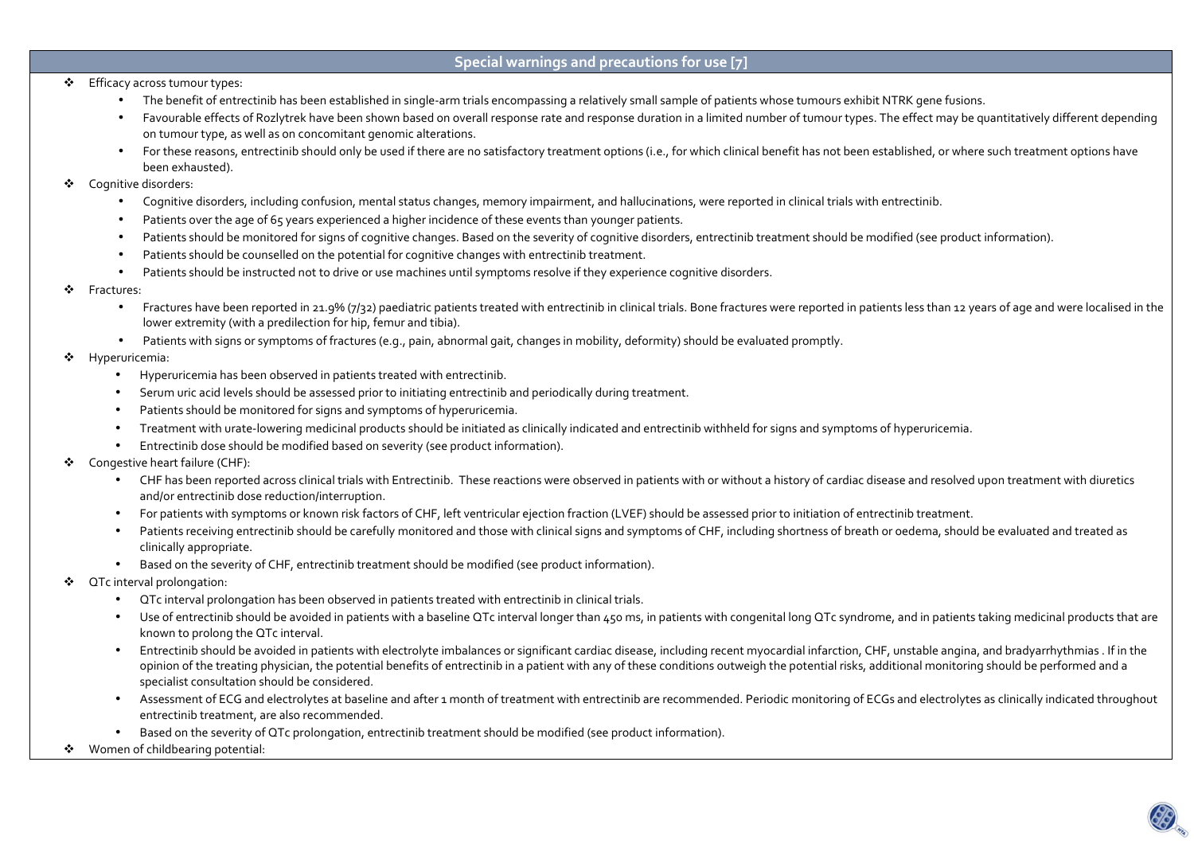## Special warnings and precautions for use [7]

- Efficacy across tumour types:
  - The benefit of entrectinib has been established in single-arm trials encompassing a relatively small sample of patients whose tumours exhibit NTRK gene fusions.
  - Favourable effects of Rozlytrek have been shown based on overall response rate and response duration in a limited number of tumour types. The effect may be quantitatively different depending on tumour type, as well as on concomitant genomic alterations.
  - For these reasons, entrectinib should only be used if there are no satisfactory treatment options (i.e., for which clinical benefit has not been established, or where such treatment options have been exhausted).
- Cognitive disorders:
  - Cognitive disorders, including confusion, mental status changes, memory impairment, and hallucinations, were reported in clinical trials with entrectinib.
  - Patients over the age of 65 years experienced a higher incidence of these events than younger patients.
  - Patients should be monitored for signs of cognitive changes. Based on the severity of cognitive disorders, entrectinib treatment should be modified (see product information).
  - Patients should be counselled on the potential for cognitive changes with entrectinib treatment.
  - Patients should be instructed not to drive or use machines until symptoms resolve if they experience cognitive disorders.
- Fractures:
  - Fractures have been reported in 21.9% (7/32) paediatric patients treated with entrectinib in clinical trials. Bone fractures were reported in patients less than 12 years of age and were localised in the lower extremity (with a predilection for hip, femur and tibia).
  - Patients with signs or symptoms of fractures (e.g., pain, abnormal gait, changes in mobility, deformity) should be evaluated promptly.
- Hyperuricemia:
  - Hyperuricemia has been observed in patients treated with entrectinib.
  - Serum uric acid levels should be assessed prior to initiating entrectinib and periodically during treatment.
  - Patients should be monitored for signs and symptoms of hyperuricemia.
  - Treatment with urate-lowering medicinal products should be initiated as clinically indicated and entrectinib withheld for signs and symptoms of hyperuricemia.
  - Entrectinib dose should be modified based on severity (see product information).
- Congestive heart failure (CHF):
  - CHF has been reported across clinical trials with Entrectinib. These reactions were observed in patients with or without a history of cardiac disease and resolved upon treatment with diuretics and/or entrectinib dose reduction/interruption.
  - For patients with symptoms or known risk factors of CHF, left ventricular ejection fraction (LVEF) should be assessed prior to initiation of entrectinib treatment.
  - Patients receiving entrectinib should be carefully monitored and those with clinical signs and symptoms of CHF, including shortness of breath or oedema, should be evaluated and treated as clinically appropriate.
  - Based on the severity of CHF, entrectinib treatment should be modified (see product information).
- QTc interval prolongation:
  - QTc interval prolongation has been observed in patients treated with entrectinib in clinical trials.
  - Use of entrectinib should be avoided in patients with a baseline QTc interval longer than 450 ms, in patients with congenital long QTc syndrome, and in patients taking medicinal products that are known to prolong the QTc interval.
  - Entrectinib should be avoided in patients with electrolyte imbalances or significant cardiac disease, including recent myocardial infarction, CHF, unstable angina, and bradyarrhythmias . If in the opinion of the treating physician, the potential benefits of entrectinib in a patient with any of these conditions outweigh the potential risks, additional monitoring should be performed and a specialist consultation should be considered.
  - Assessment of ECG and electrolytes at baseline and after 1 month of treatment with entrectinib are recommended. Periodic monitoring of ECGs and electrolytes as clinically indicated throughout entrectinib treatment, are also recommended.
  - Based on the severity of QTc prolongation, entrectinib treatment should be modified (see product information).
- Women of childbearing potential: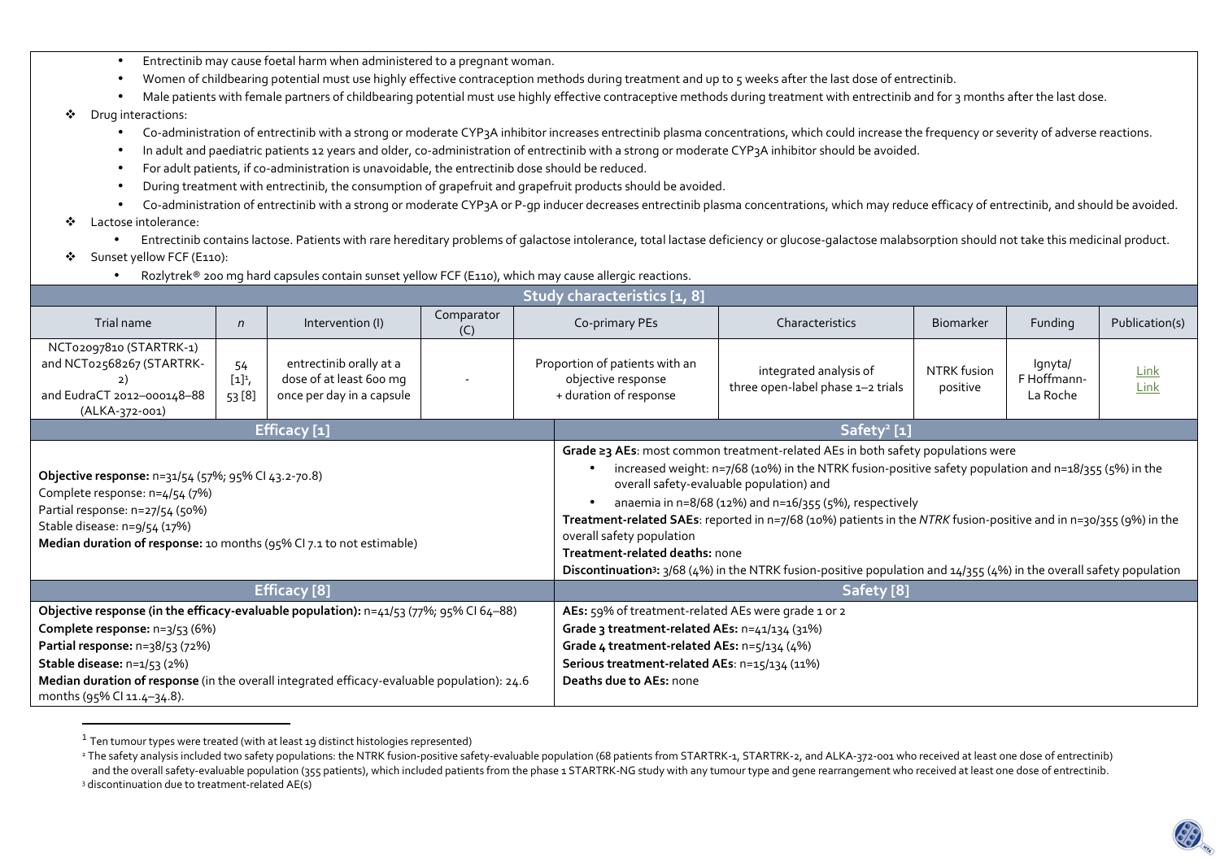- Entrectinib may cause foetal harm when administered to a pregnant woman.
- Women of childbearing potential must use highly effective contraception methods during treatment and up to 5 weeks after the last dose of entrectinib.
- Male patients with female partners of childbearing potential must use highly effective contraceptive methods during treatment with entrectinib and for 3 months after the last dose.

❖ Drug interactions:

- Co-administration of entrectinib with a strong or moderate CYP3A inhibitor increases entrectinib plasma concentrations, which could increase the frequency or severity of adverse reactions.
- In adult and paediatric patients 12 years and older, co-administration of entrectinib with a strong or moderate CYP3A inhibitor should be avoided.
- For adult patients, if co-administration is unavoidable, the entrectinib dose should be reduced.
- During treatment with entrectinib, the consumption of grapefruit and grapefruit products should be avoided.
- Co-administration of entrectinib with a strong or moderate CYP3A or P-gp inducer decreases entrectinib plasma concentrations, which may reduce efficacy of entrectinib, and should be avoided.

❖ Lactose intolerance:

- Entrectinib contains lactose. Patients with rare hereditary problems of galactose intolerance, total lactase deficiency or glucose-galactose malabsorption should not take this medicinal product.

❖ Sunset yellow FCF (E110):

- Rozlytrek® 200 mg hard capsules contain sunset yellow FCF (E110), which may cause allergic reactions.

**Study characteristics [1, 8]**

| Trial name | *n* | Intervention (I) | Comparator (C) | Co-primary PEs | Characteristics | Biomarker | Funding | Publication(s) |
|---|---|---|---|---|---|---|---|---|
| NCT02097810 (STARTRK-1) and NCT02568267 (STARTRK-2) and EudraCT 2012–000148–88 (ALKA-372-001) | 54 [1][1], 53 [8] | entrectinib orally at a dose of at least 600 mg once per day in a capsule | - | Proportion of patients with an objective response + duration of response | integrated analysis of three open-label phase 1–2 trials | NTRK fusion positive | Ignyta/ F Hoffmann-La Roche | Link Link |

| Efficacy [1] | Safety[2] [1] |
|---|---|
| **Objective response:** n=31/54 (57%; 95% CI 43.2-70.8)<br>Complete response: n=4/54 (7%)<br>Partial response: n=27/54 (50%)<br>Stable disease: n=9/54 (17%)<br>**Median duration of response:** 10 months (95% CI 7.1 to not estimable) | **Grade ≥3 AEs**: most common treatment-related AEs in both safety populations were<br>• increased weight: n=7/68 (10%) in the NTRK fusion-positive safety population and n=18/355 (5%) in the overall safety-evaluable population) and<br>• anaemia in n=8/68 (12%) and n=16/355 (5%), respectively<br>**Treatment-related SAEs**: reported in n=7/68 (10%) patients in the *NTRK* fusion-positive and in n=30/355 (9%) in the overall safety population<br>**Treatment-related deaths:** none<br>**Discontinuation[3]:** 3/68 (4%) in the NTRK fusion-positive population and 14/355 (4%) in the overall safety population |

| Efficacy [8] | Safety [8] |
|---|---|
| **Objective response (in the efficacy-evaluable population):** n=41/53 (77%; 95% CI 64–88)<br>**Complete response:** n=3/53 (6%)<br>**Partial response:** n=38/53 (72%)<br>**Stable disease:** n=1/53 (2%)<br>**Median duration of response** (in the overall integrated efficacy-evaluable population): 24.6 months (95% CI 11.4–34.8). | **AEs:** 59% of treatment-related AEs were grade 1 or 2<br>**Grade 3 treatment-related AEs:** n=41/134 (31%)<br>**Grade 4 treatment-related AEs:** n=5/134 (4%)<br>**Serious treatment-related AEs**: n=15/134 (11%)<br>**Deaths due to AEs:** none |

[1] Ten tumour types were treated (with at least 19 distinct histologies represented)

[2] The safety analysis included two safety populations: the NTRK fusion-positive safety-evaluable population (68 patients from STARTRK-1, STARTRK-2, and ALKA-372-001 who received at least one dose of entrectinib) and the overall safety-evaluable population (355 patients), which included patients from the phase 1 STARTRK-NG study with any tumour type and gene rearrangement who received at least one dose of entrectinib.

[3] discontinuation due to treatment-related AE(s)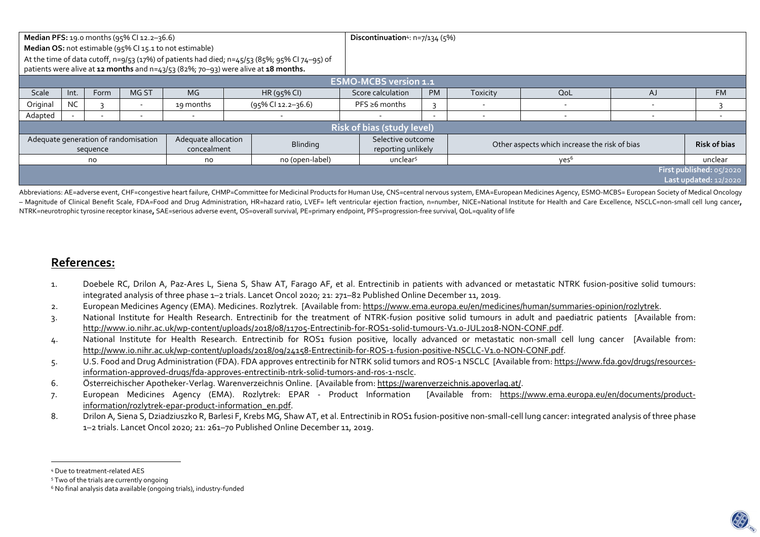| | |
|---|---|
| **Median PFS:** 19.0 months (95% CI 12.2–36.6)<br>**Median OS:** not estimable (95% CI 15.1 to not estimable)<br>At the time of data cutoff, n=9/53 (17%) of patients had died; n=45/53 (85%; 95% CI 74–95) of patients were alive at **12 months** and n=43/53 (82%; 70–93) were alive at **18 months.** | **Discontinuation**[4]: n=7/134 (5%) |

| **ESMO-MCBS version 1.1** | | | | | | | | | | | |
|---|---|---|---|---|---|---|---|---|---|---|---|
| Scale | Int. | Form | MG ST | MG | HR (95% CI) | Score calculation | PM | Toxicity | QoL | AJ | FM |
| Original | NC | 3 | - | 19 months | (95% CI 12.2–36.6) | PFS ≥6 months | 3 | - | - | - | 3 |
| Adapted | - | - | - | - | - | - | - | - | - | - | - |

| **Risk of bias (study level)** | | | | | |
|---|---|---|---|---|---|
| Adequate generation of randomisation sequence | Adequate allocation concealment | Blinding | Selective outcome reporting unlikely | Other aspects which increase the risk of bias | **Risk of bias** |
| no | no | no (open-label) | unclear[5] | yes[6] | unclear |

**First published: 05/2020**
**Last updated: 12/2020**

Abbreviations: AE=adverse event, CHF=congestive heart failure, CHMP=Committee for Medicinal Products for Human Use, CNS=central nervous system, EMA=European Medicines Agency, ESMO-MCBS= European Society of Medical Oncology – Magnitude of Clinical Benefit Scale, FDA=Food and Drug Administration, HR=hazard ratio, LVEF= left ventricular ejection fraction, n=number, NICE=National Institute for Health and Care Excellence, NSCLC=non-small cell lung cancer, NTRK=neurotrophic tyrosine receptor kinase, SAE=serious adverse event, OS=overall survival, PE=primary endpoint, PFS=progression-free survival, QoL=quality of life

## References:

1. Doebele RC, Drilon A, Paz-Ares L, Siena S, Shaw AT, Farago AF, et al. Entrectinib in patients with advanced or metastatic NTRK fusion-positive solid tumours: integrated analysis of three phase 1–2 trials. Lancet Oncol 2020; 21: 271–82 Published Online December 11, 2019.
2. European Medicines Agency (EMA). Medicines. Rozlytrek. [Available from: https://www.ema.europa.eu/en/medicines/human/summaries-opinion/rozlytrek.
3. National Institute for Health Research. Entrectinib for the treatment of NTRK-fusion positive solid tumours in adult and paediatric patients [Available from: http://www.io.nihr.ac.uk/wp-content/uploads/2018/08/11705-Entrectinib-for-ROS1-solid-tumours-V1.0-JUL2018-NON-CONF.pdf.
4. National Institute for Health Research. Entrectinib for ROS1 fusion positive, locally advanced or metastatic non-small cell lung cancer [Available from: http://www.io.nihr.ac.uk/wp-content/uploads/2018/09/24158-Entrectinib-for-ROS-1-fusion-positive-NSCLC-V1.0-NON-CONF.pdf.
5. U.S. Food and Drug Administration (FDA). FDA approves entrectinib for NTRK solid tumors and ROS-1 NSCLC [Available from: https://www.fda.gov/drugs/resources-information-approved-drugs/fda-approves-entrectinib-ntrk-solid-tumors-and-ros-1-nsclc.
6. Österreichischer Apotheker-Verlag. Warenverzeichnis Online. [Available from: https://warenverzeichnis.apoverlag.at/.
7. European Medicines Agency (EMA). Rozlytrek: EPAR - Product Information [Available from: https://www.ema.europa.eu/en/documents/product-information/rozlytrek-epar-product-information_en.pdf.
8. Drilon A, Siena S, Dziadziuszko R, Barlesi F, Krebs MG, Shaw AT, et al. Entrectinib in ROS1 fusion-positive non-small-cell lung cancer: integrated analysis of three phase 1–2 trials. Lancet Oncol 2020; 21: 261–70 Published Online December 11, 2019.

---

[4] Due to treatment-related AES

[5] Two of the trials are currently ongoing

[6] No final analysis data available (ongoing trials), industry-funded